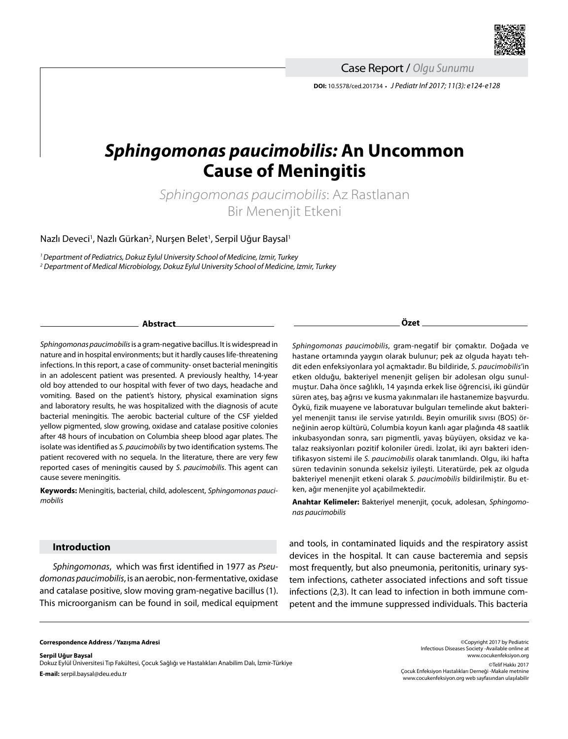Case Report / *Olgu Sunumu*

**DOI:** 10.5578/ced.201734 • *J Pediatr Inf 2017; 11(3): e124-e128*

# *Sphingomonas paucimobilis:* An Uncommon Cause of Meningitis

*Sphingomonas paucimobilis*: Az Rastlanan Bir Menenjit Etkeni

Nazlı Deveci[1], Nazlı Gürkan[2], Nurşen Belet[1], Serpil Uğur Baysal[1]

*[1] Department of Pediatrics, Dokuz Eylul University School of Medicine, Izmir, Turkey*
*[2] Department of Medical Microbiology, Dokuz Eylul University School of Medicine, Izmir, Turkey*

## Abstract

*Sphingomonas paucimobilis* is a gram-negative bacillus. It is widespread in nature and in hospital environments; but it hardly causes life-threatening infections. In this report, a case of community- onset bacterial meningitis in an adolescent patient was presented. A previously healthy, 14-year old boy attended to our hospital with fever of two days, headache and vomiting. Based on the patient's history, physical examination signs and laboratory results, he was hospitalized with the diagnosis of acute bacterial meningitis. The aerobic bacterial culture of the CSF yielded yellow pigmented, slow growing, oxidase and catalase positive colonies after 48 hours of incubation on Columbia sheep blood agar plates. The isolate was identified as *S. paucimobilis* by two identification systems. The patient recovered with no sequela. In the literature, there are very few reported cases of meningitis caused by *S. paucimobilis*. This agent can cause severe meningitis.

**Keywords:** Meningitis, bacterial, child, adolescent, *Sphingomonas paucimobilis*

## Özet

*Sphingomonas paucimobilis*, gram-negatif bir çomaktır. Doğada ve hastane ortamında yaygın olarak bulunur; pek az olguda hayatı tehdit eden enfeksiyonlara yol açmaktadır. Bu bildiride, *S. paucimobilis*'in etken olduğu, bakteriyel menenjit gelişen bir adolesan olgu sunulmuştur. Daha önce sağlıklı, 14 yaşında erkek lise öğrencisi, iki gündür süren ateş, baş ağrısı ve kusma yakınmaları ile hastanemize başvurdu. Öykü, fizik muayene ve laboratuvar bulguları temelinde akut bakteriyel menenjit tanısı ile servise yatırıldı. Beyin omurilik sıvısı (BOS) örneğinin aerop kültürü, Columbia koyun kanlı agar plağında 48 saatlik inkubasyondan sonra, sarı pigmentli, yavaş büyüyen, oksidaz ve katalaz reaksiyonları pozitif koloniler üredi. İzolat, iki ayrı bakteri identifikasyon sistemi ile *S. paucimobilis* olarak tanımlandı. Olgu, iki hafta süren tedavinin sonunda sekelsiz iyileşti. Literatürde, pek az olguda bakteriyel menenjit etkeni olarak *S. paucimobilis* bildirilmiştir. Bu etken, ağır menenjite yol açabilmektedir.

**Anahtar Kelimeler:** Bakteriyel menenjit, çocuk, adolesan, *Sphingomonas paucimobilis*

## Introduction

*Sphingomonas*, which was first identified in 1977 as *Pseudomonas paucimobilis*, is an aerobic, non-fermentative, oxidase and catalase positive, slow moving gram-negative bacillus (1). This microorganism can be found in soil, medical equipment and tools, in contaminated liquids and the respiratory assist devices in the hospital. It can cause bacteremia and sepsis most frequently, but also pneumonia, peritonitis, urinary system infections, catheter associated infections and soft tissue infections (2,3). It can lead to infection in both immune competent and the immune suppressed individuals. This bacteria

**Correspondence Address / Yazışma Adresi**

**Serpil Uğur Baysal**
Dokuz Eylül Üniversitesi Tıp Fakültesi, Çocuk Sağlığı ve Hastalıkları Anabilim Dalı, İzmir-Türkiye
**E-mail:** serpil.baysal@deu.edu.tr

©Copyright 2017 by Pediatric Infectious Diseases Society -Available online at www.cocukenfeksiyon.org
©Telif Hakkı 2017 Çocuk Enfeksiyon Hastalıkları Derneği -Makale metnine www.cocukenfeksiyon.org web sayfasından ulaşılabilir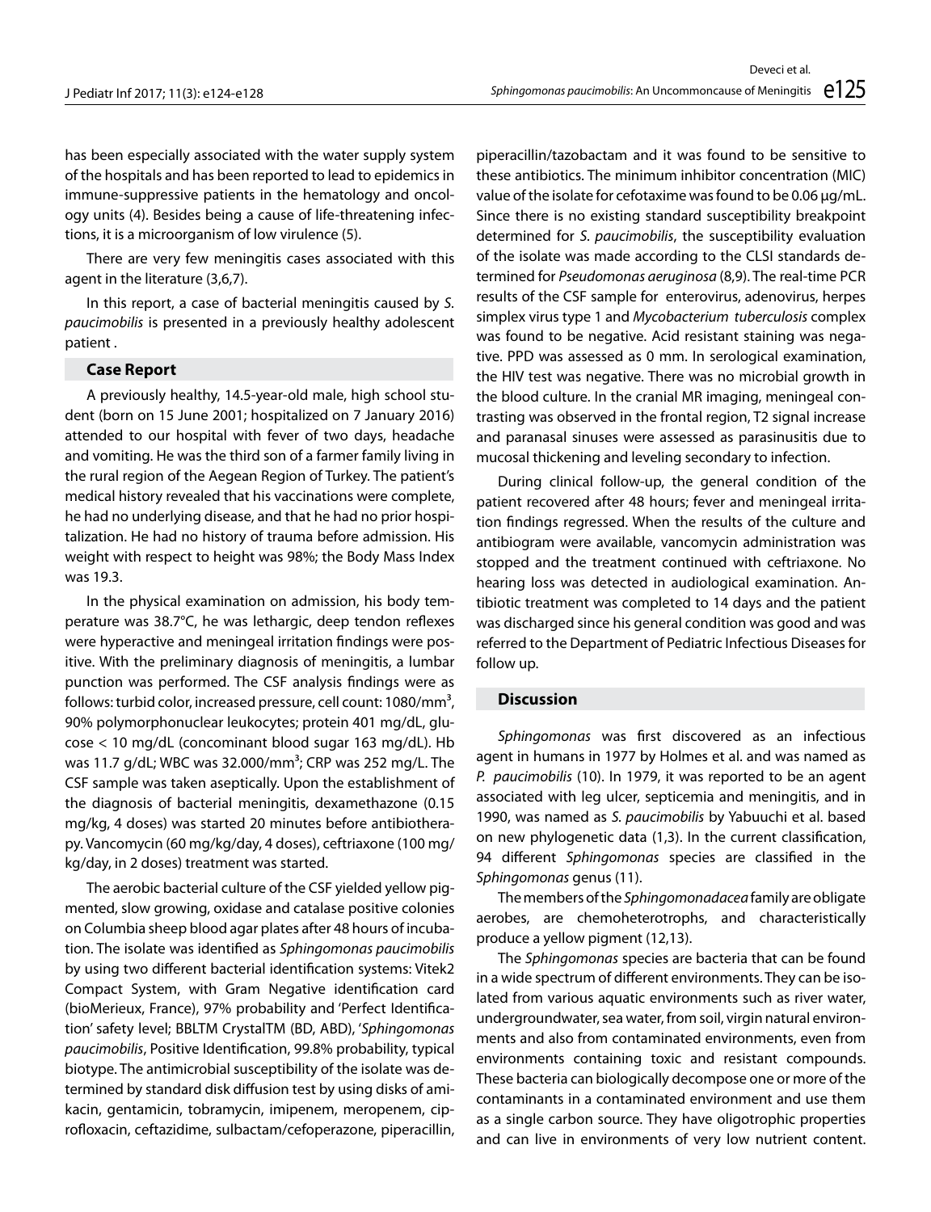has been especially associated with the water supply system of the hospitals and has been reported to lead to epidemics in immune-suppressive patients in the hematology and oncology units (4). Besides being a cause of life-threatening infections, it is a microorganism of low virulence (5).

There are very few meningitis cases associated with this agent in the literature (3,6,7).

In this report, a case of bacterial meningitis caused by *S. paucimobilis* is presented in a previously healthy adolescent patient .

## Case Report

A previously healthy, 14.5-year-old male, high school student (born on 15 June 2001; hospitalized on 7 January 2016) attended to our hospital with fever of two days, headache and vomiting. He was the third son of a farmer family living in the rural region of the Aegean Region of Turkey. The patient's medical history revealed that his vaccinations were complete, he had no underlying disease, and that he had no prior hospitalization. He had no history of trauma before admission. His weight with respect to height was 98%; the Body Mass Index was 19.3.

In the physical examination on admission, his body temperature was 38.7°C, he was lethargic, deep tendon reflexes were hyperactive and meningeal irritation findings were positive. With the preliminary diagnosis of meningitis, a lumbar punction was performed. The CSF analysis findings were as follows: turbid color, increased pressure, cell count: 1080/mm$^3$, 90% polymorphonuclear leukocytes; protein 401 mg/dL, glucose < 10 mg/dL (concominant blood sugar 163 mg/dL). Hb was 11.7 g/dL; WBC was 32.000/mm$^3$; CRP was 252 mg/L. The CSF sample was taken aseptically. Upon the establishment of the diagnosis of bacterial meningitis, dexamethazone (0.15 mg/kg, 4 doses) was started 20 minutes before antibiotherapy. Vancomycin (60 mg/kg/day, 4 doses), ceftriaxone (100 mg/kg/day, in 2 doses) treatment was started.

The aerobic bacterial culture of the CSF yielded yellow pigmented, slow growing, oxidase and catalase positive colonies on Columbia sheep blood agar plates after 48 hours of incubation. The isolate was identified as *Sphingomonas paucimobilis* by using two different bacterial identification systems: Vitek2 Compact System, with Gram Negative identification card (bioMerieux, France), 97% probability and 'Perfect Identification' safety level; BBLTM CrystalTM (BD, ABD), '*Sphingomonas paucimobilis*, Positive Identification, 99.8% probability, typical biotype. The antimicrobial susceptibility of the isolate was determined by standard disk diffusion test by using disks of amikacin, gentamicin, tobramycin, imipenem, meropenem, ciprofloxacin, ceftazidime, sulbactam/cefoperazone, piperacillin, piperacillin/tazobactam and it was found to be sensitive to these antibiotics. The minimum inhibitor concentration (MIC) value of the isolate for cefotaxime was found to be 0.06 µg/mL. Since there is no existing standard susceptibility breakpoint determined for *S. paucimobilis*, the susceptibility evaluation of the isolate was made according to the CLSI standards determined for *Pseudomonas aeruginosa* (8,9). The real-time PCR results of the CSF sample for enterovirus, adenovirus, herpes simplex virus type 1 and *Mycobacterium tuberculosis* complex was found to be negative. Acid resistant staining was negative. PPD was assessed as 0 mm. In serological examination, the HIV test was negative. There was no microbial growth in the blood culture. In the cranial MR imaging, meningeal contrasting was observed in the frontal region, T2 signal increase and paranasal sinuses were assessed as parasinusitis due to mucosal thickening and leveling secondary to infection.

During clinical follow-up, the general condition of the patient recovered after 48 hours; fever and meningeal irritation findings regressed. When the results of the culture and antibiogram were available, vancomycin administration was stopped and the treatment continued with ceftriaxone. No hearing loss was detected in audiological examination. Antibiotic treatment was completed to 14 days and the patient was discharged since his general condition was good and was referred to the Department of Pediatric Infectious Diseases for follow up.

## Discussion

*Sphingomonas* was first discovered as an infectious agent in humans in 1977 by Holmes et al. and was named as *P. paucimobilis* (10). In 1979, it was reported to be an agent associated with leg ulcer, septicemia and meningitis, and in 1990, was named as *S. paucimobilis* by Yabuuchi et al. based on new phylogenetic data (1,3). In the current classification, 94 different *Sphingomonas* species are classified in the *Sphingomonas* genus (11).

The members of the *Sphingomonadacea* family are obligate aerobes, are chemoheterotrophs, and characteristically produce a yellow pigment (12,13).

The *Sphingomonas* species are bacteria that can be found in a wide spectrum of different environments. They can be isolated from various aquatic environments such as river water, undergroundwater, sea water, from soil, virgin natural environments and also from contaminated environments, even from environments containing toxic and resistant compounds. These bacteria can biologically decompose one or more of the contaminants in a contaminated environment and use them as a single carbon source. They have oligotrophic properties and can live in environments of very low nutrient content.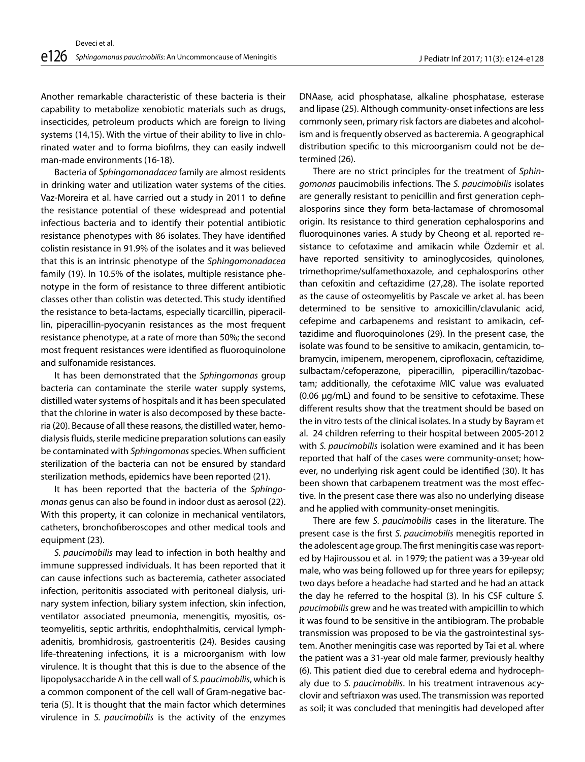Another remarkable characteristic of these bacteria is their capability to metabolize xenobiotic materials such as drugs, insecticides, petroleum products which are foreign to living systems (14,15). With the virtue of their ability to live in chlorinated water and to forma biofilms, they can easily indwell man-made environments (16-18).

Bacteria of *Sphingomonadacea* family are almost residents in drinking water and utilization water systems of the cities. Vaz-Moreira et al. have carried out a study in 2011 to define the resistance potential of these widespread and potential infectious bacteria and to identify their potential antibiotic resistance phenotypes with 86 isolates. They have identified colistin resistance in 91.9% of the isolates and it was believed that this is an intrinsic phenotype of the *Sphingomonadacea* family (19). In 10.5% of the isolates, multiple resistance phenotype in the form of resistance to three different antibiotic classes other than colistin was detected. This study identified the resistance to beta-lactams, especially ticarcillin, piperacillin, piperacillin-pyocyanin resistances as the most frequent resistance phenotype, at a rate of more than 50%; the second most frequent resistances were identified as fluoroquinolone and sulfonamide resistances.

It has been demonstrated that the *Sphingomonas* group bacteria can contaminate the sterile water supply systems, distilled water systems of hospitals and it has been speculated that the chlorine in water is also decomposed by these bacteria (20). Because of all these reasons, the distilled water, hemodialysis fluids, sterile medicine preparation solutions can easily be contaminated with *Sphingomonas* species. When sufficient sterilization of the bacteria can not be ensured by standard sterilization methods, epidemics have been reported (21).

It has been reported that the bacteria of the *Sphingomonas* genus can also be found in indoor dust as aerosol (22). With this property, it can colonize in mechanical ventilators, catheters, bronchofiberoscopes and other medical tools and equipment (23).

*S. paucimobilis* may lead to infection in both healthy and immune suppressed individuals. It has been reported that it can cause infections such as bacteremia, catheter associated infection, peritonitis associated with peritoneal dialysis, urinary system infection, biliary system infection, skin infection, ventilator associated pneumonia, menengitis, myositis, osteomyelitis, septic arthritis, endophthalmitis, cervical lymphadenitis, bromhidrosis, gastroenteritis (24). Besides causing life-threatening infections, it is a microorganism with low virulence. It is thought that this is due to the absence of the lipopolysaccharide A in the cell wall of *S. paucimobilis*, which is a common component of the cell wall of Gram-negative bacteria (5). It is thought that the main factor which determines virulence in *S. paucimobilis* is the activity of the enzymes DNAase, acid phosphatase, alkaline phosphatase, esterase and lipase (25). Although community-onset infections are less commonly seen, primary risk factors are diabetes and alcoholism and is frequently observed as bacteremia. A geographical distribution specific to this microorganism could not be determined (26).

There are no strict principles for the treatment of *Sphingomonas* paucimobilis infections. The *S. paucimobilis* isolates are generally resistant to penicillin and first generation cephalosporins since they form beta-lactamase of chromosomal origin. Its resistance to third generation cephalosporins and fluoroquinones varies. A study by Cheong et al. reported resistance to cefotaxime and amikacin while Özdemir et al. have reported sensitivity to aminoglycosides, quinolones, trimethoprime/sulfamethoxazole, and cephalosporins other than cefoxitin and ceftazidime (27,28). The isolate reported as the cause of osteomyelitis by Pascale ve arket al. has been determined to be sensitive to amoxicillin/clavulanic acid, cefepime and carbapenems and resistant to amikacin, ceftazidime and fluoroquinolones (29). In the present case, the isolate was found to be sensitive to amikacin, gentamicin, tobramycin, imipenem, meropenem, ciprofloxacin, ceftazidime, sulbactam/cefoperazone, piperacillin, piperacillin/tazobactam; additionally, the cefotaxime MIC value was evaluated (0.06 µg/mL) and found to be sensitive to cefotaxime. These different results show that the treatment should be based on the in vitro tests of the clinical isolates. In a study by Bayram et al. 24 children referring to their hospital between 2005-2012 with *S. paucimobilis* isolation were examined and it has been reported that half of the cases were community-onset; however, no underlying risk agent could be identified (30). It has been shown that carbapenem treatment was the most effective. In the present case there was also no underlying disease and he applied with community-onset meningitis.

There are few *S. paucimobilis* cases in the literature. The present case is the first *S. paucimobilis* menegitis reported in the adolescent age group. The first meningitis case was reported by Hajiroussou et al. in 1979; the patient was a 39-year old male, who was being followed up for three years for epilepsy; two days before a headache had started and he had an attack the day he referred to the hospital (3). In his CSF culture *S. paucimobilis* grew and he was treated with ampicillin to which it was found to be sensitive in the antibiogram. The probable transmission was proposed to be via the gastrointestinal system. Another meningitis case was reported by Tai et al. where the patient was a 31-year old male farmer, previously healthy (6). This patient died due to cerebral edema and hydrocephaly due to *S. paucimobilis*. In his treatment intravenous acyclovir and seftriaxon was used. The transmission was reported as soil; it was concluded that meningitis had developed after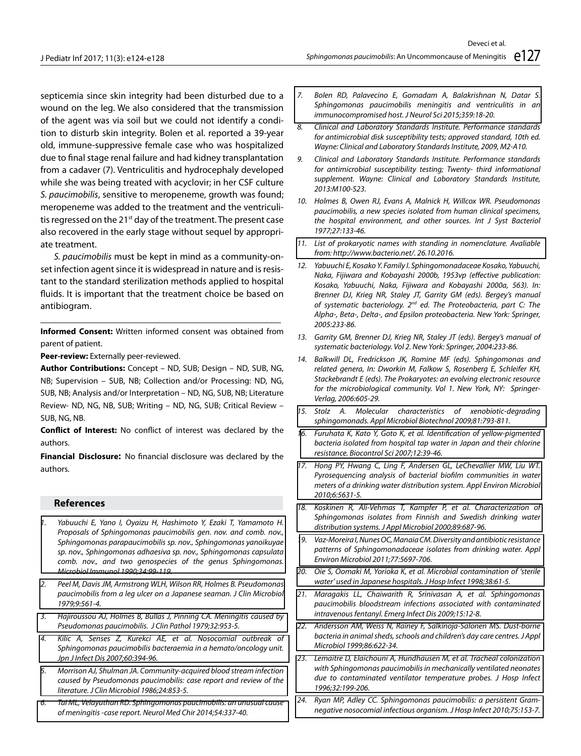septicemia since skin integrity had been disturbed due to a wound on the leg. We also considered that the transmission of the agent was via soil but we could not identify a condition to disturb skin integrity. Bolen et al. reported a 39-year old, immune-suppressive female case who was hospitalized due to final stage renal failure and had kidney transplantation from a cadaver (7). Ventriculitis and hydrocephaly developed while she was being treated with acyclovir; in her CSF culture *S. paucimobilis*, sensitive to meropeneme, growth was found; meropeneme was added to the treatment and the ventriculitis regressed on the 21st day of the treatment. The present case also recovered in the early stage without sequel by appropriate treatment.

*S. paucimobilis* must be kept in mind as a community-onset infection agent since it is widespread in nature and is resistant to the standard sterilization methods applied to hospital fluids. It is important that the treatment choice be based on antibiogram.

**Informed Consent:** Written informed consent was obtained from parent of patient.

**Peer-review:** Externally peer-reviewed.

**Author Contributions:** Concept – ND, SUB; Design – ND, SUB, NG, NB; Supervision – SUB, NB; Collection and/or Processing: ND, NG, SUB, NB; Analysis and/or Interpretation – ND, NG, SUB, NB; Literature Review- ND, NG, NB, SUB; Writing – ND, NG, SUB; Critical Review – SUB, NG, NB.

**Conflict of Interest:** No conflict of interest was declared by the authors.

**Financial Disclosure:** No financial disclosure was declared by the authors.

## References

1. *Yabuuchi E, Yano I, Oyaizu H, Hashimoto Y, Ezaki T, Yamamoto H. Proposals of Sphingomonas paucimobilis gen. nov. and comb. nov., Sphingomonas parapaucimobilis sp. nov., Sphingomonas yanoikuyae sp. nov., Sphingomonas adhaesiva sp. nov., Sphingomonas capsulata comb. nov., and two genospecies of the genus Sphingomonas. Microbiol Immunol 1990;34:99-119.*
2. *Peel M, Davis JM, Armstrong WLH, Wilson RR, Holmes B. Pseudomonas paucimobilis from a leg ulcer on a Japanese seaman. J Clin Microbiol 1979;9:561-4.*
3. *Hajiroussou AJ, Holmes B, Bullas J, Pinning CA. Meningitis caused by Pseudomonas paucimobilis. J Clin Pathol 1979;32:953-5.*
4. *Kilic A, Senses Z, Kurekci AE, et al. Nosocomial outbreak of Sphingomonas paucimobilis bacteraemia in a hemato/oncology unit. Jpn J Infect Dis 2007;60:394-96.*
5. *Morrison AJ, Shulman JA. Community-acquired blood stream infection caused by Pseudomonas paucimobilis: case report and review of the literature. J Clin Microbiol 1986;24:853-5.*
6. *Tai ML, Velayuthan RD. Sphingomonas paucimobilis: an unusual cause of meningitis -case report. Neurol Med Chir 2014;54:337-40.*
7. *Bolen RD, Palavecino E, Gomadam A, Balakrishnan N, Datar S. Sphingomonas paucimobilis meningitis and ventriculitis in an immunocompromised host. J Neurol Sci 2015;359:18-20.*
8. *Clinical and Laboratory Standards Institute. Performance standards for antimicrobial disk susceptibility tests; approved standard, 10th ed. Wayne: Clinical and Laboratory Standards Institute, 2009, M2-A10.*
9. *Clinical and Laboratory Standards Institute. Performance standards for antimicrobial susceptibility testing; Twenty- third informational supplement. Wayne: Clinical and Laboratory Standards Institute, 2013:M100-S23.*
10. *Holmes B, Owen RJ, Evans A, Malnick H, Willcox WR. Pseudomonas paucimobilis, a new species isolated from human clinical specimens, the hospital environment, and other sources. Int J Syst Bacteriol 1977;27:133-46.*
11. *List of prokaryotic names with standing in nomenclature. Avaliable from: http://www.bacterio.net/. 26.10.2016.*
12. *Yabuuchi E, Kosako Y. Family I. Sphingomonadaceae Kosako, Yabuuchi, Naka, Fijiwara and Kobayashi 2000b, 1953vp (effective publication: Kosako, Yabuuchi, Naka, Fijiwara and Kobayashi 2000a, 563). In: Brenner DJ, Krieg NR, Staley JT, Garrity GM (eds). Bergey's manual of systematic bacteriology. 2nd ed. The Proteobacteria, part C: The Alpha-, Beta-, Delta-, and Epsilon proteobacteria. New York: Springer, 2005:233-86.*
13. *Garrity GM, Brenner DJ, Krieg NR, Staley JT (eds). Bergey's manual of systematic bacteriology. Vol 2. New York: Springer, 2004:233-86.*
14. *Balkwill DL, Fredrickson JK, Romine MF (eds). Sphingomonas and related genera, In: Dworkin M, Falkow S, Rosenberg E, Schleifer KH, Stackebrandt E (eds). The Prokaryotes: an evolving electronic resource for the microbiological community. Vol 1. New York, NY: Springer-Verlag, 2006:605-29.*
15. *Stolz A. Molecular characteristics of xenobiotic-degrading sphingomonads. Appl Microbiol Biotechnol 2009;81:793-811.*
16. *Furuhata K, Kato Y, Goto K, et al. Identification of yellow-pigmented bacteria isolated from hospital tap water in Japan and their chlorine resistance. Biocontrol Sci 2007;12:39-46.*
17. *Hong PY, Hwang C, Ling F, Andersen GL, LeChevallier MW, Liu WT. Pyrosequencing analysis of bacterial biofilm communities in water meters of a drinking water distribution system. Appl Environ Microbiol 2010;6:5631-5.*
18. *Koskinen R, Ali-Vehmas T, Kampfer P, et al. Characterization of Sphingomonas isolates from Finnish and Swedish drinking water distribution systems. J Appl Microbiol 2000;89:687-96.*
19. *Vaz-Moreira I, Nunes OC, Manaia CM. Diversity and antibiotic resistance patterns of Sphingomonadaceae isolates from drinking water. Appl Environ Microbiol 2011;77:5697-706.*
20. *Oie S, Oomaki M, Yorioka K, et al. Microbial contamination of 'sterile water' used in Japanese hospitals. J Hosp Infect 1998;38:61-5.*
21. *Maragakis LL, Chaiwarith R, Srinivasan A, et al. Sphingomonas paucimobilis bloodstream infections associated with contaminated intravenous fentanyl. Emerg Infect Dis 2009;15:12-8.*
22. *Andersson AM, Weiss N, Rainey F, Salkinoja-Salonen MS. Dust-borne bacteria in animal sheds, schools and children's day care centres. J Appl Microbiol 1999;86:622-34.*
23. *Lemaitre D, Elaichouni A, Hundhausen M, et al. Tracheal colonization with Sphingomonas paucimobilis in mechanically ventilated neonates due to contaminated ventilator temperature probes. J Hosp Infect 1996;32:199-206.*
24. *Ryan MP, Adley CC. Sphingomonas paucimobilis: a persistent Gram-negative nosocomial infectious organism. J Hosp Infect 2010;75:153-7.*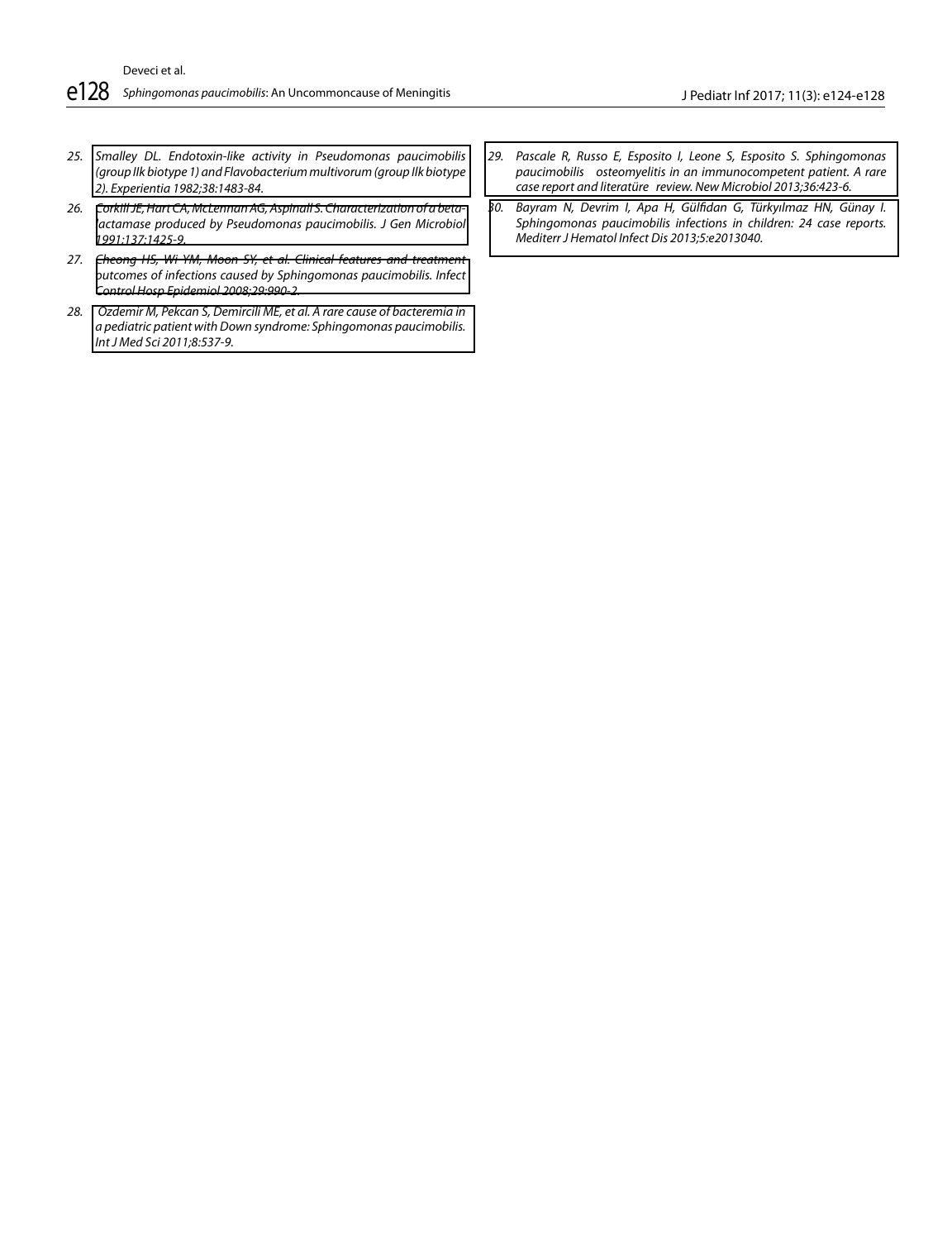25. Smalley DL. Endotoxin-like activity in Pseudomonas paucimobilis (group IIk biotype 1) and Flavobacterium multivorum (group IIk biotype 2). Experientia 1982;38:1483-84.
26. Corkill JE, Hart CA, McLennan AG, Aspinall S. Characterization of a beta-lactamase produced by Pseudomonas paucimobilis. J Gen Microbiol 1991;137:1425-9.
27. Cheong HS, Wi YM, Moon SY, et al. Clinical features and treatment outcomes of infections caused by Sphingomonas paucimobilis. Infect Control Hosp Epidemiol 2008;29:990-2.
28. Ozdemir M, Pekcan S, Demircili ME, et al. A rare cause of bacteremia in a pediatric patient with Down syndrome: Sphingomonas paucimobilis. Int J Med Sci 2011;8:537-9.
29. Pascale R, Russo E, Esposito I, Leone S, Esposito S. Sphingomonas paucimobilis osteomyelitis in an immunocompetent patient. A rare case report and literatüre review. New Microbiol 2013;36:423-6.
30. Bayram N, Devrim I, Apa H, Gülfidan G, Türkyılmaz HN, Günay I. Sphingomonas paucimobilis infections in children: 24 case reports. Mediterr J Hematol Infect Dis 2013;5:e2013040.